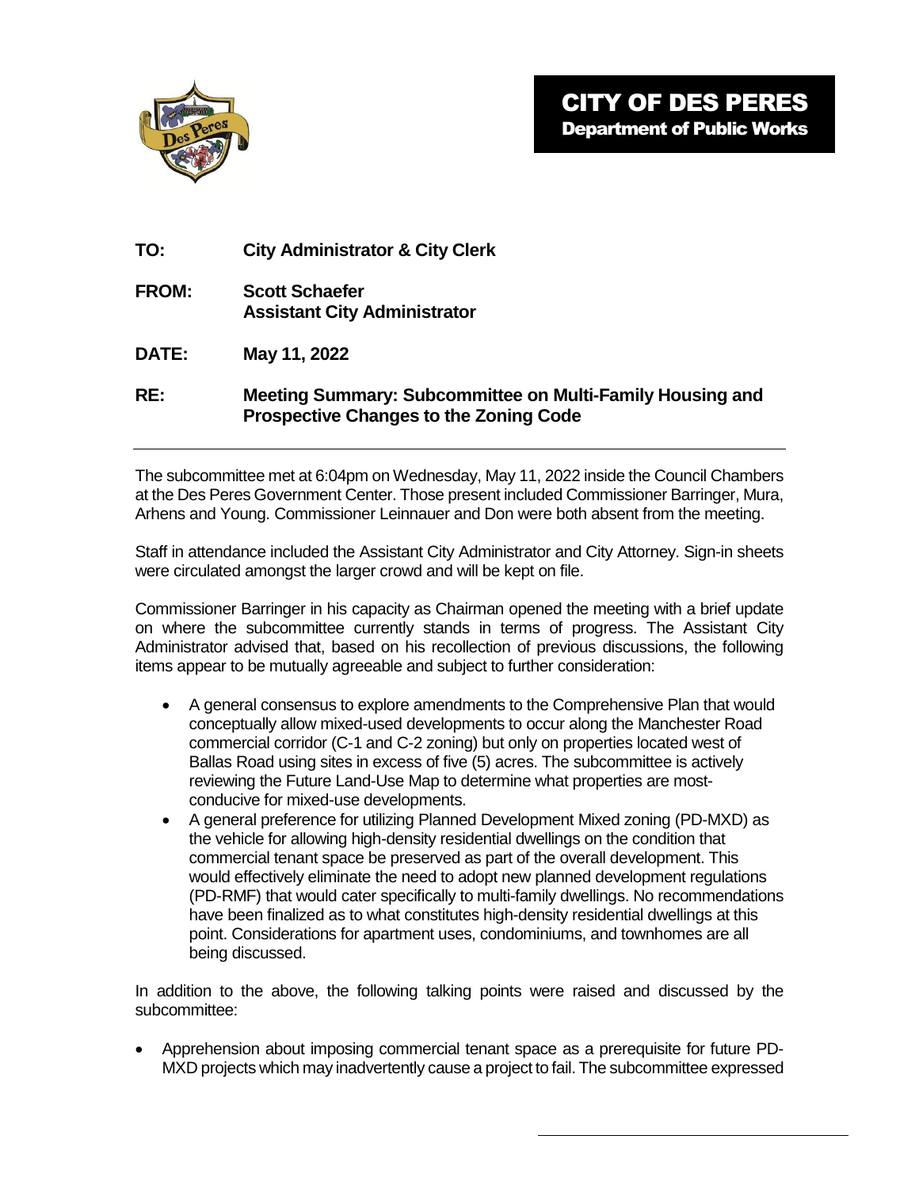# CITY OF DES PERES

## Department of Public Works

**TO:** **City Administrator & City Clerk**

**FROM:** **Scott Schaefer**
**Assistant City Administrator**

**DATE:** **May 11, 2022**

**RE:** **Meeting Summary: Subcommittee on Multi-Family Housing and Prospective Changes to the Zoning Code**

---

The subcommittee met at 6:04pm on Wednesday, May 11, 2022 inside the Council Chambers at the Des Peres Government Center. Those present included Commissioner Barringer, Mura, Arhens and Young. Commissioner Leinnauer and Don were both absent from the meeting.

Staff in attendance included the Assistant City Administrator and City Attorney. Sign-in sheets were circulated amongst the larger crowd and will be kept on file.

Commissioner Barringer in his capacity as Chairman opened the meeting with a brief update on where the subcommittee currently stands in terms of progress. The Assistant City Administrator advised that, based on his recollection of previous discussions, the following items appear to be mutually agreeable and subject to further consideration:

- A general consensus to explore amendments to the Comprehensive Plan that would conceptually allow mixed-used developments to occur along the Manchester Road commercial corridor (C-1 and C-2 zoning) but only on properties located west of Ballas Road using sites in excess of five (5) acres. The subcommittee is actively reviewing the Future Land-Use Map to determine what properties are most-conducive for mixed-use developments.
- A general preference for utilizing Planned Development Mixed zoning (PD-MXD) as the vehicle for allowing high-density residential dwellings on the condition that commercial tenant space be preserved as part of the overall development. This would effectively eliminate the need to adopt new planned development regulations (PD-RMF) that would cater specifically to multi-family dwellings. No recommendations have been finalized as to what constitutes high-density residential dwellings at this point. Considerations for apartment uses, condominiums, and townhomes are all being discussed.

In addition to the above, the following talking points were raised and discussed by the subcommittee:

- Apprehension about imposing commercial tenant space as a prerequisite for future PD-MXD projects which may inadvertently cause a project to fail. The subcommittee expressed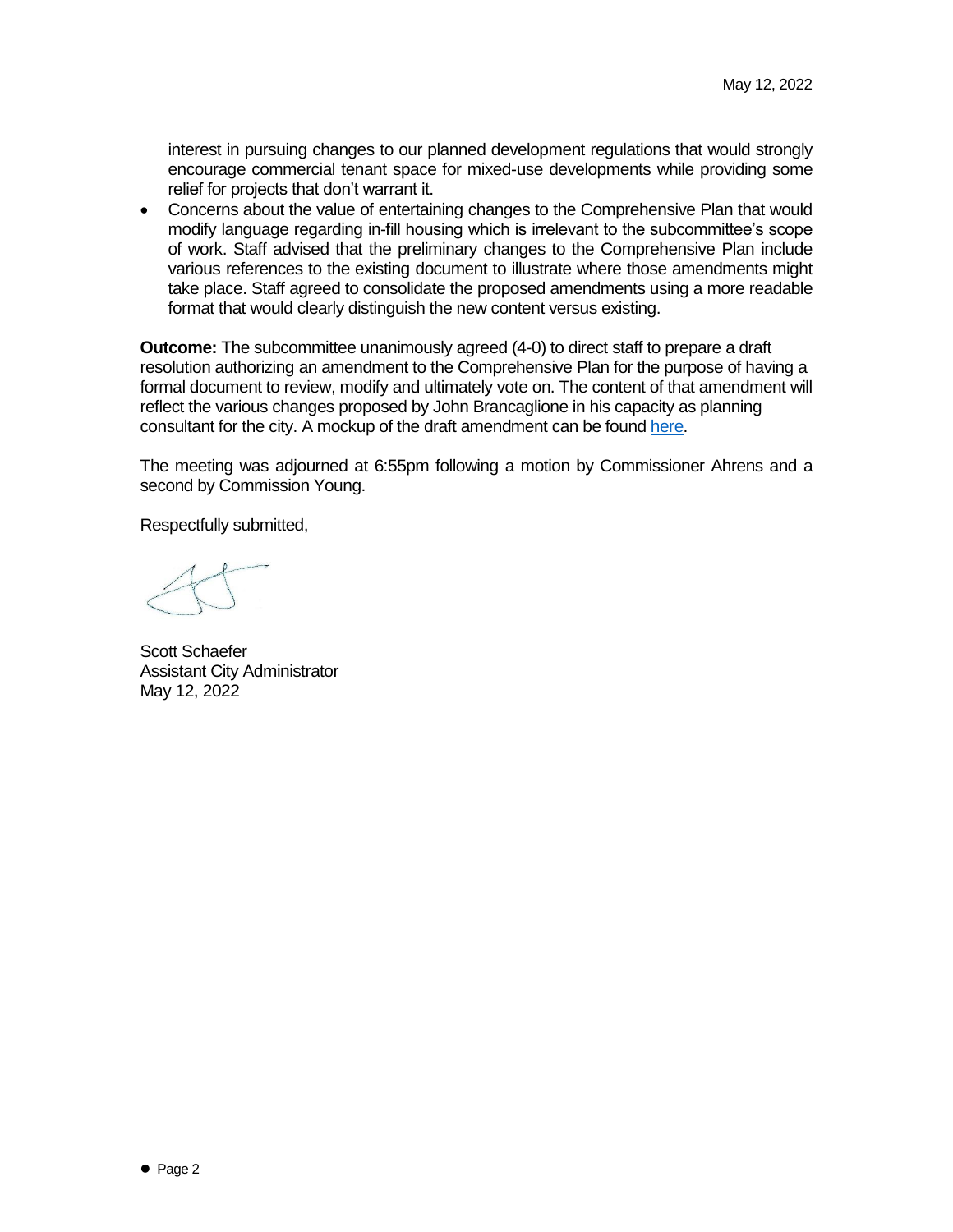interest in pursuing changes to our planned development regulations that would strongly encourage commercial tenant space for mixed-use developments while providing some relief for projects that don't warrant it.

- Concerns about the value of entertaining changes to the Comprehensive Plan that would modify language regarding in-fill housing which is irrelevant to the subcommittee's scope of work. Staff advised that the preliminary changes to the Comprehensive Plan include various references to the existing document to illustrate where those amendments might take place. Staff agreed to consolidate the proposed amendments using a more readable format that would clearly distinguish the new content versus existing.

**Outcome:** The subcommittee unanimously agreed (4-0) to direct staff to prepare a draft resolution authorizing an amendment to the Comprehensive Plan for the purpose of having a formal document to review, modify and ultimately vote on. The content of that amendment will reflect the various changes proposed by John Brancaglione in his capacity as planning consultant for the city. A mockup of the draft amendment can be found here.

The meeting was adjourned at 6:55pm following a motion by Commissioner Ahrens and a second by Commission Young.

Respectfully submitted,

Scott Schaefer
Assistant City Administrator
May 12, 2022